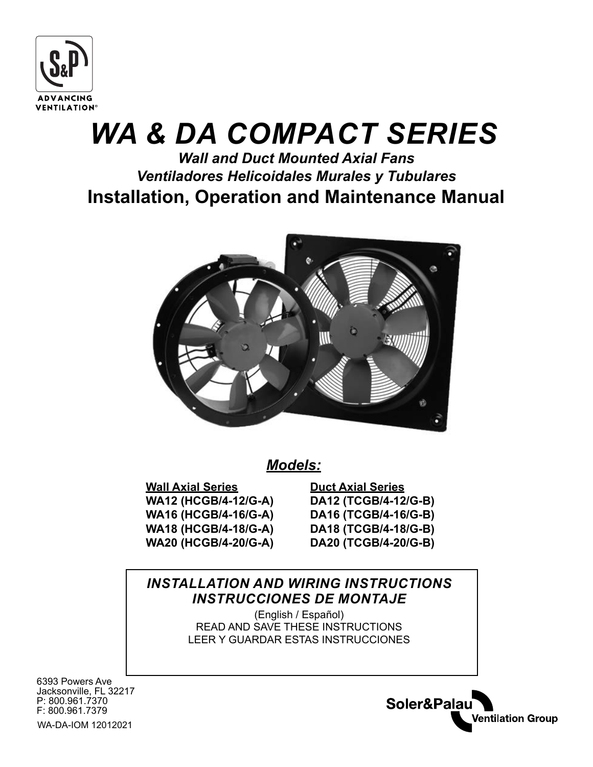ADVANCING VENTILATION®

# *WA & DA COMPACT SERIES*

### *Wall and Duct Mounted Axial Fans*
### *Ventiladores Helicoidales Murales y Tubulares*
## Installation, Operation and Maintenance Manual

## *Models:*

| **Wall Axial Series** | **Duct Axial Series** |
|---|---|
| **WA12 (HCGB/4-12/G-A)** | **DA12 (TCGB/4-12/G-B)** |
| **WA16 (HCGB/4-16/G-A)** | **DA16 (TCGB/4-16/G-B)** |
| **WA18 (HCGB/4-18/G-A)** | **DA18 (TCGB/4-18/G-B)** |
| **WA20 (HCGB/4-20/G-A)** | **DA20 (TCGB/4-20/G-B)** |

### *INSTALLATION AND WIRING INSTRUCTIONS*
### *INSTRUCCIONES DE MONTAJE*

(English / Español)
READ AND SAVE THESE INSTRUCTIONS
LEER Y GUARDAR ESTAS INSTRUCCIONES

6393 Powers Ave
Jacksonville, FL 32217
P: 800.961.7370
F: 800.961.7379

WA-DA-IOM 12012021

Soler&Palau Ventilation Group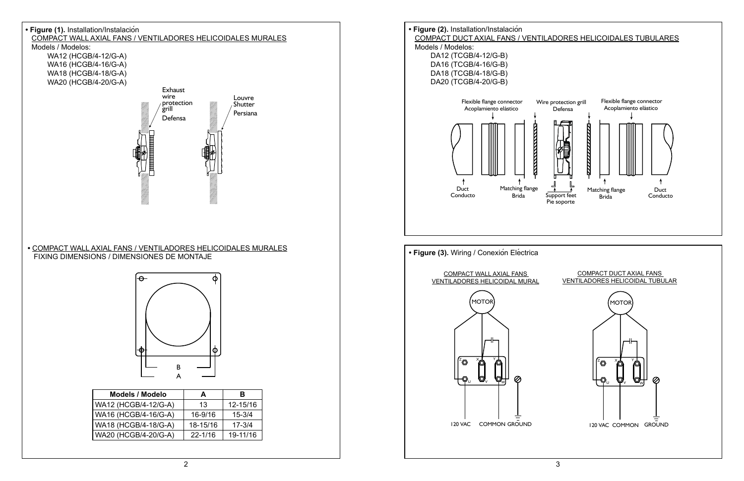**• Figure (1).** Installation/Instalación

COMPACT WALL AXIAL FANS / VENTILADORES HELICOIDALES MURALES

Models / Modelos:

- WA12 (HCGB/4-12/G-A)
- WA16 (HCGB/4-16/G-A)
- WA18 (HCGB/4-18/G-A)
- WA20 (HCGB/4-20/G-A)

Exhaust wire protection grill
Defensa

Louvre Shutter
Persiana

• COMPACT WALL AXIAL FANS / VENTILADORES HELICOIDALES MURALES

FIXING DIMENSIONS / DIMENSIONES DE MONTAJE

B
A

| Models / Modelo | A | B |
|---|---|---|
| WA12 (HCGB/4-12/G-A) | 13 | 12-15/16 |
| WA16 (HCGB/4-16/G-A) | 16-9/16 | 15-3/4 |
| WA18 (HCGB/4-18/G-A) | 18-15/16 | 17-3/4 |
| WA20 (HCGB/4-20/G-A) | 22-1/16 | 19-11/16 |

**• Figure (2).** Installation/Instalación

COMPACT DUCT AXIAL FANS / VENTILADORES HELICOIDALES TUBULARES

Models / Modelos:

- DA12 (TCGB/4-12/G-B)
- DA16 (TCGB/4-16/G-B)
- DA18 (TCGB/4-18/G-B)
- DA20 (TCGB/4-20/G-B)

Flexible flange connector / Acoplamiento elástico
Wire protection grill / Defensa
Flexible flange connector / Acoplamiento elástico
Duct / Conducto
Matching flange / Brida
Support feet / Pie soporte
Matching flange / Brida
Duct / Conducto

**• Figure (3).** Wiring / Conexión Eléctrica

COMPACT WALL AXIAL FANS
VENTILADORES HELICOIDAL MURAL

MOTOR

Z X Y
U V W

120 VAC COMMON GROUND

COMPACT DUCT AXIAL FANS
VENTILADORES HELICOIDAL TUBULAR

MOTOR

Z X Y
U V W

120 VAC COMMON GROUND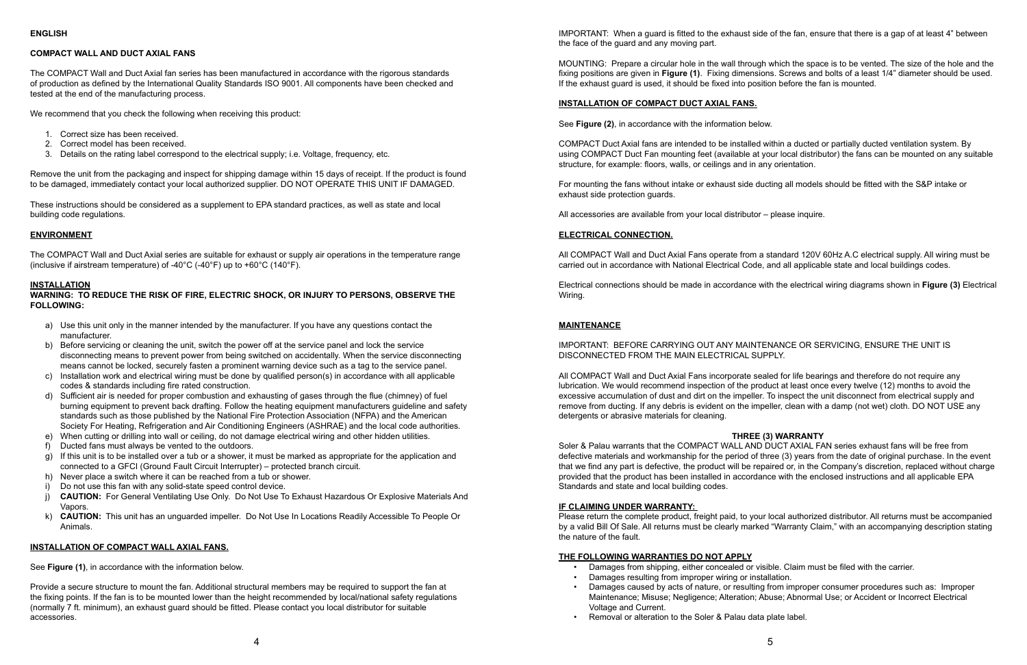**ENGLISH**

**COMPACT WALL AND DUCT AXIAL FANS**

The COMPACT Wall and Duct Axial fan series has been manufactured in accordance with the rigorous standards of production as defined by the International Quality Standards ISO 9001. All components have been checked and tested at the end of the manufacturing process.

We recommend that you check the following when receiving this product:

1. Correct size has been received.
2. Correct model has been received.
3. Details on the rating label correspond to the electrical supply; i.e. Voltage, frequency, etc.

Remove the unit from the packaging and inspect for shipping damage within 15 days of receipt. If the product is found to be damaged, immediately contact your local authorized supplier. DO NOT OPERATE THIS UNIT IF DAMAGED.

These instructions should be considered as a supplement to EPA standard practices, as well as state and local building code regulations.

## ENVIRONMENT

The COMPACT Wall and Duct Axial series are suitable for exhaust or supply air operations in the temperature range (inclusive if airstream temperature) of -40°C (-40°F) up to +60°C (140°F).

## INSTALLATION

**WARNING: TO REDUCE THE RISK OF FIRE, ELECTRIC SHOCK, OR INJURY TO PERSONS, OBSERVE THE FOLLOWING:**

a) Use this unit only in the manner intended by the manufacturer. If you have any questions contact the manufacturer.
b) Before servicing or cleaning the unit, switch the power off at the service panel and lock the service disconnecting means to prevent power from being switched on accidentally. When the service disconnecting means cannot be locked, securely fasten a prominent warning device such as a tag to the service panel.
c) Installation work and electrical wiring must be done by qualified person(s) in accordance with all applicable codes & standards including fire rated construction.
d) Sufficient air is needed for proper combustion and exhausting of gases through the flue (chimney) of fuel burning equipment to prevent back drafting. Follow the heating equipment manufacturers guideline and safety standards such as those published by the National Fire Protection Association (NFPA) and the American Society For Heating, Refrigeration and Air Conditioning Engineers (ASHRAE) and the local code authorities.
e) When cutting or drilling into wall or ceiling, do not damage electrical wiring and other hidden utilities.
f) Ducted fans must always be vented to the outdoors.
g) If this unit is to be installed over a tub or a shower, it must be marked as appropriate for the application and connected to a GFCI (Ground Fault Circuit Interrupter) – protected branch circuit.
h) Never place a switch where it can be reached from a tub or shower.
i) Do not use this fan with any solid-state speed control device.
j) **CAUTION:** For General Ventilating Use Only. Do Not Use To Exhaust Hazardous Or Explosive Materials And Vapors.
k) **CAUTION:** This unit has an unguarded impeller. Do Not Use In Locations Readily Accessible To People Or Animals.

## INSTALLATION OF COMPACT WALL AXIAL FANS.

See **Figure (1)**, in accordance with the information below.

Provide a secure structure to mount the fan. Additional structural members may be required to support the fan at the fixing points. If the fan is to be mounted lower than the height recommended by local/national safety regulations (normally 7 ft. minimum), an exhaust guard should be fitted. Please contact you local distributor for suitable accessories.

IMPORTANT: When a guard is fitted to the exhaust side of the fan, ensure that there is a gap of at least 4" between the face of the guard and any moving part.

MOUNTING: Prepare a circular hole in the wall through which the space is to be vented. The size of the hole and the fixing positions are given in **Figure (1)**. Fixing dimensions. Screws and bolts of a least 1/4" diameter should be used. If the exhaust guard is used, it should be fixed into position before the fan is mounted.

## INSTALLATION OF COMPACT DUCT AXIAL FANS.

See **Figure (2)**, in accordance with the information below.

COMPACT Duct Axial fans are intended to be installed within a ducted or partially ducted ventilation system. By using COMPACT Duct Fan mounting feet (available at your local distributor) the fans can be mounted on any suitable structure, for example: floors, walls, or ceilings and in any orientation.

For mounting the fans without intake or exhaust side ducting all models should be fitted with the S&P intake or exhaust side protection guards.

All accessories are available from your local distributor – please inquire.

## ELECTRICAL CONNECTION.

All COMPACT Wall and Duct Axial Fans operate from a standard 120V 60Hz A.C electrical supply. All wiring must be carried out in accordance with National Electrical Code, and all applicable state and local buildings codes.

Electrical connections should be made in accordance with the electrical wiring diagrams shown in **Figure (3)** Electrical Wiring.

## MAINTENANCE

IMPORTANT: BEFORE CARRYING OUT ANY MAINTENANCE OR SERVICING, ENSURE THE UNIT IS DISCONNECTED FROM THE MAIN ELECTRICAL SUPPLY.

All COMPACT Wall and Duct Axial Fans incorporate sealed for life bearings and therefore do not require any lubrication. We would recommend inspection of the product at least once every twelve (12) months to avoid the excessive accumulation of dust and dirt on the impeller. To inspect the unit disconnect from electrical supply and remove from ducting. If any debris is evident on the impeller, clean with a damp (not wet) cloth. DO NOT USE any detergents or abrasive materials for cleaning.

**THREE (3) WARRANTY**

Soler & Palau warrants that the COMPACT WALL AND DUCT AXIAL FAN series exhaust fans will be free from defective materials and workmanship for the period of three (3) years from the date of original purchase. In the event that we find any part is defective, the product will be repaired or, in the Company's discretion, replaced without charge provided that the product has been installed in accordance with the enclosed instructions and all applicable EPA Standards and state and local building codes.

## IF CLAIMING UNDER WARRANTY:

Please return the complete product, freight paid, to your local authorized distributor. All returns must be accompanied by a valid Bill Of Sale. All returns must be clearly marked "Warranty Claim," with an accompanying description stating the nature of the fault.

## THE FOLLOWING WARRANTIES DO NOT APPLY

- Damages from shipping, either concealed or visible. Claim must be filed with the carrier.
- Damages resulting from improper wiring or installation.
- Damages caused by acts of nature, or resulting from improper consumer procedures such as: Improper Maintenance; Misuse; Negligence; Alteration; Abuse; Abnormal Use; or Accident or Incorrect Electrical Voltage and Current.
- Removal or alteration to the Soler & Palau data plate label.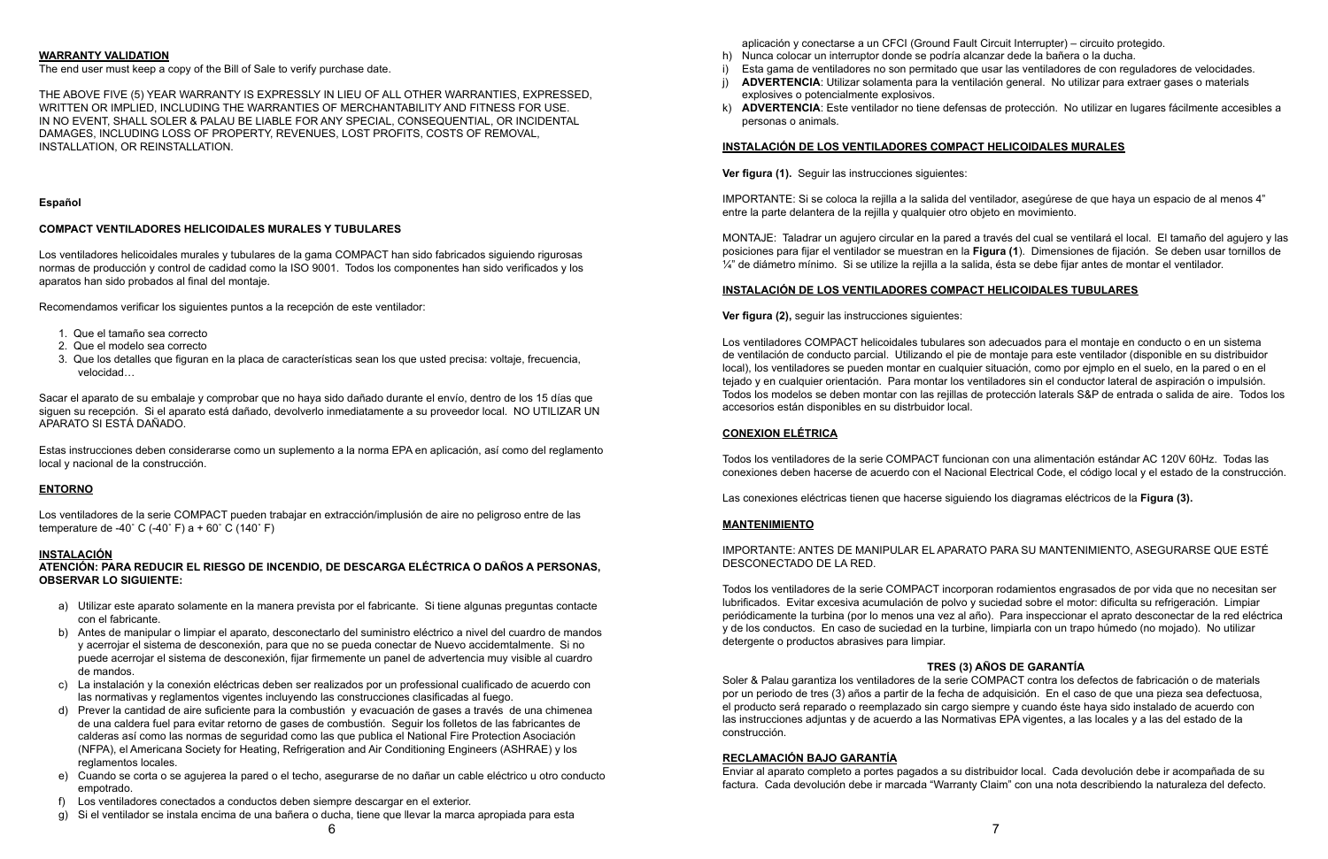**WARRANTY VALIDATION**
The end user must keep a copy of the Bill of Sale to verify purchase date.

THE ABOVE FIVE (5) YEAR WARRANTY IS EXPRESSLY IN LIEU OF ALL OTHER WARRANTIES, EXPRESSED, WRITTEN OR IMPLIED, INCLUDING THE WARRANTIES OF MERCHANTABILITY AND FITNESS FOR USE. IN NO EVENT, SHALL SOLER & PALAU BE LIABLE FOR ANY SPECIAL, CONSEQUENTIAL, OR INCIDENTAL DAMAGES, INCLUDING LOSS OF PROPERTY, REVENUES, LOST PROFITS, COSTS OF REMOVAL, INSTALLATION, OR REINSTALLATION.

**Español**

**COMPACT VENTILADORES HELICOIDALES MURALES Y TUBULARES**

Los ventiladores helicoidales murales y tubulares de la gama COMPACT han sido fabricados siguiendo rigurosas normas de producción y control de cadidad como la ISO 9001. Todos los componentes han sido verificados y los aparatos han sido probados al final del montaje.

Recomendamos verificar los siguientes puntos a la recepción de este ventilador:

1. Que el tamaño sea correcto
2. Que el modelo sea correcto
3. Que los detalles que figuran en la placa de características sean los que usted precisa: voltaje, frecuencia, velocidad…

Sacar el aparato de su embalaje y comprobar que no haya sido dañado durante el envío, dentro de los 15 días que siguen su recepción. Si el aparato está dañado, devolverlo inmediatamente a su proveedor local. NO UTILIZAR UN APARATO SI ESTÁ DAÑADO.

Estas instrucciones deben considerarse como un suplemento a la norma EPA en aplicación, así como del reglamento local y nacional de la construcción.

**ENTORNO**

Los ventiladores de la serie COMPACT pueden trabajar en extracción/implusión de aire no peligroso entre de las temperature de -40˚ C (-40˚ F) a + 60˚ C (140˚ F)

**INSTALACIÓN**
**ATENCIÓN: PARA REDUCIR EL RIESGO DE INCENDIO, DE DESCARGA ELÉCTRICA O DAÑOS A PERSONAS, OBSERVAR LO SIGUIENTE:**

a) Utilizar este aparato solamente en la manera prevista por el fabricante. Si tiene algunas preguntas contacte con el fabricante.
b) Antes de manipular o limpiar el aparato, desconectarlo del suministro eléctrico a nivel del cuardro de mandos y acerrojar el sistema de desconexión, para que no se pueda conectar de Nuevo accidemtalmente. Si no puede acerrojar el sistema de desconexión, fijar firmemente un panel de advertencia muy visible al cuardro de mandos.
c) La instalación y la conexión eléctricas deben ser realizados por un professional cualificado de acuerdo con las normativas y reglamentos vigentes incluyendo las construcciones clasificadas al fuego.
d) Prever la cantidad de aire suficiente para la combustión y evacuación de gases a través de una chimenea de una caldera fuel para evitar retorno de gases de combustión. Seguir los folletos de las fabricantes de calderas así como las normas de seguridad como las que publica el National Fire Protection Asociación (NFPA), el Americana Society for Heating, Refrigeration and Air Conditioning Engineers (ASHRAE) y los reglamentos locales.
e) Cuando se corta o se agujerea la pared o el techo, asegurarse de no dañar un cable eléctrico u otro conducto empotrado.
f) Los ventiladores conectados a conductos deben siempre descargar en el exterior.
g) Si el ventilador se instala encima de una bañera o ducha, tiene que llevar la marca apropiada para esta aplicación y conectarse a un CFCI (Ground Fault Circuit Interrupter) – circuito protegido.
h) Nunca colocar un interruptor donde se podría alcanzar dede la bañera o la ducha.
i) Esta gama de ventiladores no son permitado que usar las ventiladores de con reguladores de velocidades.
j) **ADVERTENCIA**: Utilizar solamenta para la ventilación general. No utilizar para extraer gases o materials explosivos o potencialmente explosivos.
k) **ADVERTENCIA**: Este ventilador no tiene defensas de protección. No utilizar en lugares fácilmente accesibles a personas o animals.

**INSTALACIÓN DE LOS VENTILADORES COMPACT HELICOIDALES MURALES**

**Ver figura (1).** Seguir las instrucciones siguientes:

IMPORTANTE: Si se coloca la rejilla a la salida del ventilador, asegúrese de que haya un espacio de al menos 4" entre la parte delantera de la rejilla y qualquier otro objeto en movimiento.

MONTAJE: Taladrar un agujero circular en la pared a través del cual se ventilará el local. El tamaño del agujero y las posiciones para fijar el ventilador se muestran en la **Figura (1**). Dimensiones de fijación. Se deben usar tornillos de ¼" de diámetro mínimo. Si se utilize la rejilla a la salida, ésta se debe fijar antes de montar el ventilador.

**INSTALACIÓN DE LOS VENTILADORES COMPACT HELICOIDALES TUBULARES**

**Ver figura (2),** seguir las instrucciones siguientes:

Los ventiladores COMPACT helicoidales tubulares son adecuados para el montaje en conducto o en un sistema de ventilación de conducto parcial. Utilizando el pie de montaje para este ventilador (disponible en su distribuidor local), los ventiladores se pueden montar en cualquier situación, como por ejmplo en el suelo, en la pared o en el tejado y en cualquier orientación. Para montar los ventiladores sin el conductor lateral de aspiración o impulsión. Todos los modelos se deben montar con las rejillas de protección laterals S&P de entrada o salida de aire. Todos los accesorios están disponibles en su distrbuidor local.

**CONEXION ELÉTRICA**

Todos los ventiladores de la serie COMPACT funcionan con una alimentación estándar AC 120V 60Hz. Todas las conexiones deben hacerse de acuerdo con el Nacional Electrical Code, el código local y el estado de la construcción.

Las conexiones eléctricas tienen que hacerse siguiendo los diagramas eléctricos de la **Figura (3).**

**MANTENIMIENTO**

IMPORTANTE: ANTES DE MANIPULAR EL APARATO PARA SU MANTENIMIENTO, ASEGURARSE QUE ESTÉ DESCONECTADO DE LA RED.

Todos los ventiladores de la serie COMPACT incorporan rodamientos engrasados de por vida que no necesitan ser lubrificados. Evitar excesiva acumulación de polvo y suciedad sobre el motor: dificulta su refrigeración. Limpiar periódicamente la turbina (por lo menos una vez al año). Para inspeccionar el aprato desconectar de la red eléctrica y de los conductos. En caso de suciedad en la turbine, limpiarla con un trapo húmedo (no mojado). No utilizar detergente o productos abrasives para limpiar.

**TRES (3) AÑOS DE GARANTÍA**

Soler & Palau garantiza los ventiladores de la serie COMPACT contra los defectos de fabricación o de materials por un periodo de tres (3) años a partir de la fecha de adquisición. En el caso de que una pieza sea defectuosa, el producto será reparado o reemplazado sin cargo siempre y cuando éste haya sido instalado de acuerdo con las instrucciones adjuntas y de acuerdo a las Normativas EPA vigentes, a las locales y a las del estado de la construcción.

**RECLAMACIÓN BAJO GARANTÍA**

Enviar al aparato completo a portes pagados a su distribuidor local. Cada devolución debe ir acompañada de su factura. Cada devolución debe ir marcada "Warranty Claim" con una nota describiendo la naturaleza del defecto.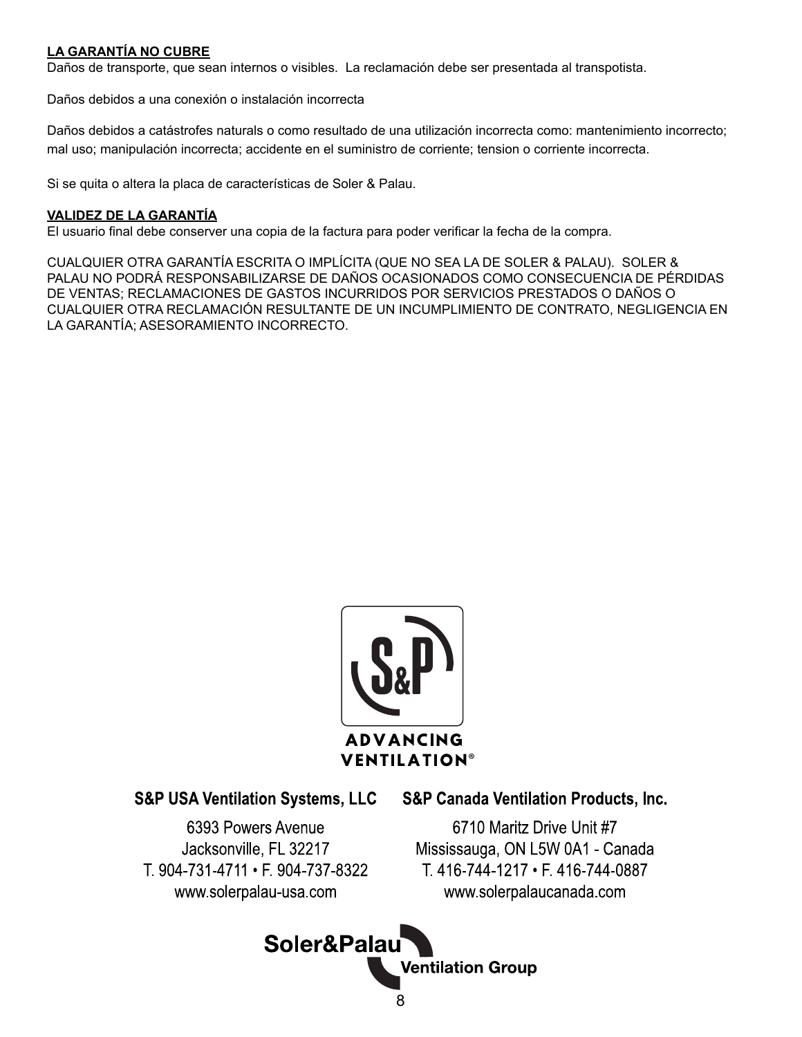**LA GARANTÍA NO CUBRE**
Daños de transporte, que sean internos o visibles.  La reclamación debe ser presentada al transpotista.

Daños debidos a una conexión o instalación incorrecta

Daños debidos a catástrofes naturals o como resultado de una utilización incorrecta como: mantenimiento incorrecto; mal uso; manipulación incorrecta; accidente en el suministro de corriente; tension o corriente incorrecta.

Si se quita o altera la placa de características de Soler & Palau.

**VALIDEZ DE LA GARANTÍA**
El usuario final debe conserver una copia de la factura para poder verificar la fecha de la compra.

CUALQUIER OTRA GARANTÍA ESCRITA O IMPLÍCITA (QUE NO SEA LA DE SOLER & PALAU).  SOLER & PALAU NO PODRÁ RESPONSABILIZARSE DE DAÑOS OCASIONADOS COMO CONSECUENCIA DE PÉRDIDAS DE VENTAS; RECLAMACIONES DE GASTOS INCURRIDOS POR SERVICIOS PRESTADOS O DAÑOS O CUALQUIER OTRA RECLAMACIÓN RESULTANTE DE UN INCUMPLIMIENTO DE CONTRATO, NEGLIGENCIA EN LA GARANTÍA; ASESORAMIENTO INCORRECTO.

S&P

ADVANCING VENTILATION®

**S&P USA Ventilation Systems, LLC**
6393 Powers Avenue
Jacksonville, FL 32217
T. 904-731-4711 • F. 904-737-8322
www.solerpalau-usa.com

**S&P Canada Ventilation Products, Inc.**
6710 Maritz Drive Unit #7
Mississauga, ON L5W 0A1 - Canada
T. 416-744-1217 • F. 416-744-0887
www.solerpalaucanada.com

Soler&Palau Ventilation Group